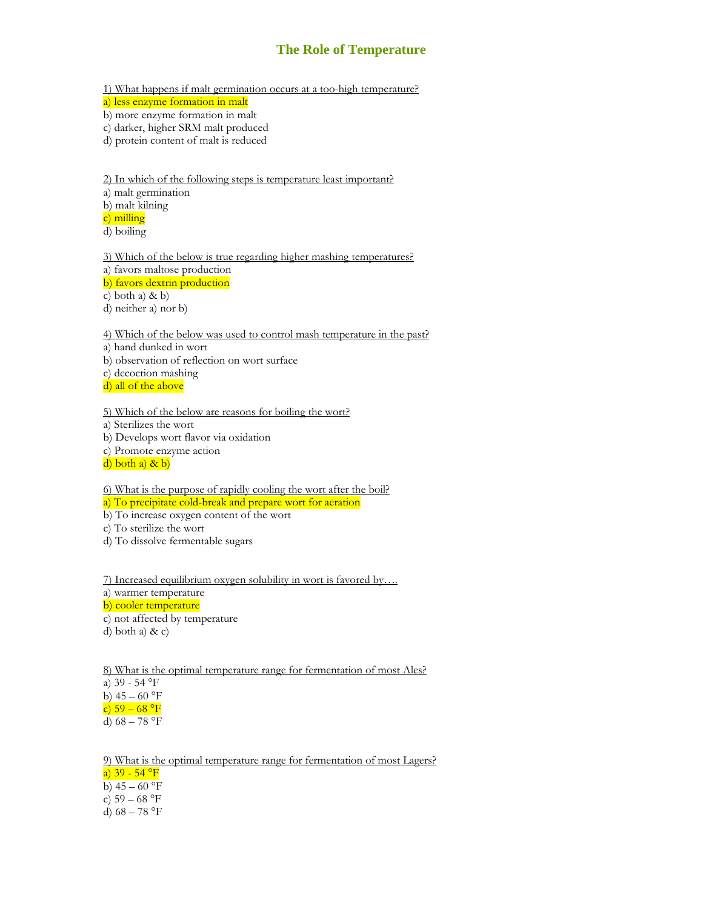# The Role of Temperature

1) What happens if malt germination occurs at a too-high temperature?

a) less enzyme formation in malt
b) more enzyme formation in malt
c) darker, higher SRM malt produced
d) protein content of malt is reduced

2) In which of the following steps is temperature least important?

a) malt germination
b) malt kilning
c) milling
d) boiling

3) Which of the below is true regarding higher mashing temperatures?

a) favors maltose production
b) favors dextrin production
c) both a) & b)
d) neither a) nor b)

4) Which of the below was used to control mash temperature in the past?

a) hand dunked in wort
b) observation of reflection on wort surface
c) decoction mashing
d) all of the above

5) Which of the below are reasons for boiling the wort?

a) Sterilizes the wort
b) Develops wort flavor via oxidation
c) Promote enzyme action
d) both a) & b)

6) What is the purpose of rapidly cooling the wort after the boil?

a) To precipitate cold-break and prepare wort for aeration
b) To increase oxygen content of the wort
c) To sterilize the wort
d) To dissolve fermentable sugars

7) Increased equilibrium oxygen solubility in wort is favored by….

a) warmer temperature
b) cooler temperature
c) not affected by temperature
d) both a) & c)

8) What is the optimal temperature range for fermentation of most Ales?

a) 39 - 54 °F
b) 45 – 60 °F
c) 59 – 68 °F
d) 68 – 78 °F

9) What is the optimal temperature range for fermentation of most Lagers?

a) 39 - 54 °F
b) 45 – 60 °F
c) 59 – 68 °F
d) 68 – 78 °F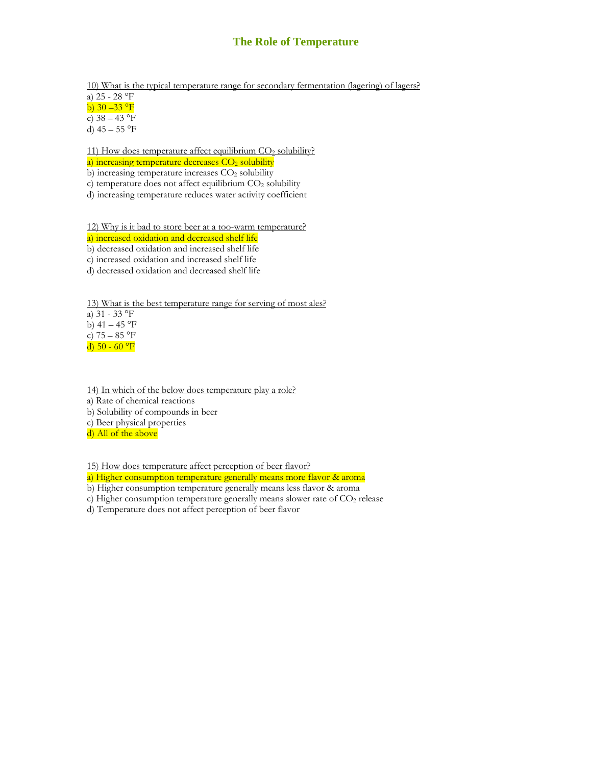# The Role of Temperature

10) What is the typical temperature range for secondary fermentation (lagering) of lagers?

a) 25 - 28 °F
b) 30 –33 °F
c) 38 – 43 °F
d) 45 – 55 °F

11) How does temperature affect equilibrium $CO_2$ solubility?

a) increasing temperature decreases $CO_2$ solubility
b) increasing temperature increases $CO_2$ solubility
c) temperature does not affect equilibrium $CO_2$ solubility
d) increasing temperature reduces water activity coefficient

12) Why is it bad to store beer at a too-warm temperature?

a) increased oxidation and decreased shelf life
b) decreased oxidation and increased shelf life
c) increased oxidation and increased shelf life
d) decreased oxidation and decreased shelf life

13) What is the best temperature range for serving of most ales?

a) 31 - 33 °F
b) 41 – 45 °F
c) 75 – 85 °F
d) 50 - 60 °F

14) In which of the below does temperature play a role?

a) Rate of chemical reactions
b) Solubility of compounds in beer
c) Beer physical properties
d) All of the above

15) How does temperature affect perception of beer flavor?

a) Higher consumption temperature generally means more flavor & aroma
b) Higher consumption temperature generally means less flavor & aroma
c) Higher consumption temperature generally means slower rate of $CO_2$ release
d) Temperature does not affect perception of beer flavor